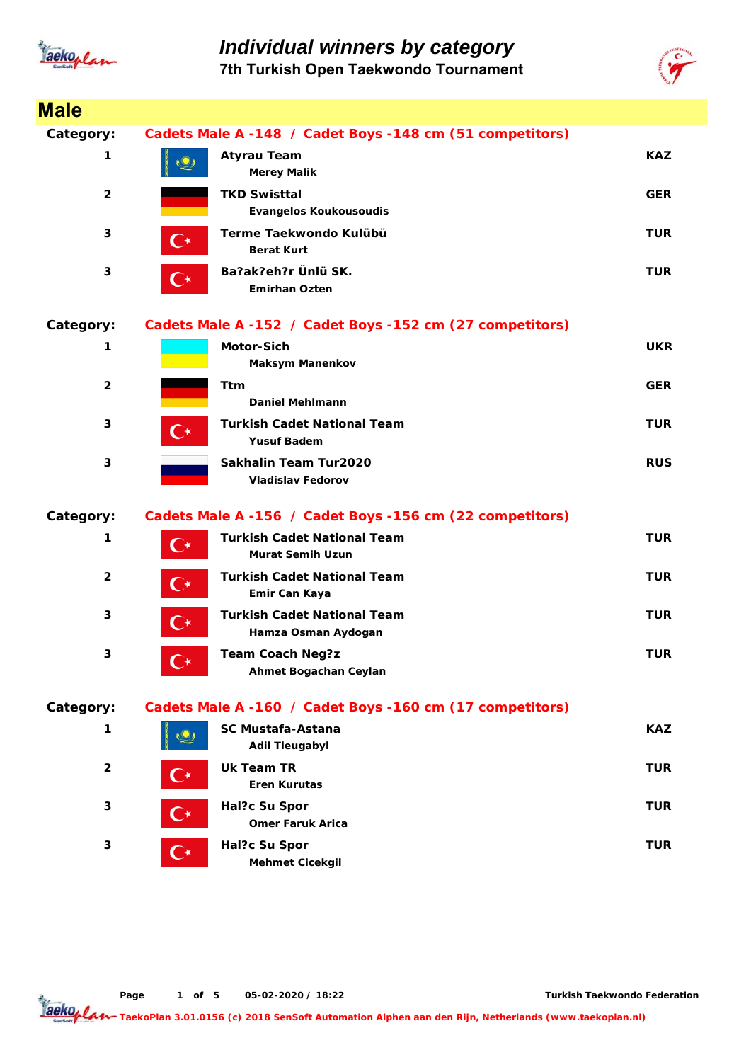# Individual winners by category

## 7th Turkish Open Taekwondo Tournament

## Male

**Category:** Cadets Male A -148 / Cadet Boys -148 cm (51 competitors)

| Place | Team / Name | Country |
|---|---|---|
| 1 | **Atyrau Team**<br>Merey Malik | KAZ |
| 2 | **TKD Swisttal**<br>Evangelos Koukousoudis | GER |
| 3 | **Terme Taekwondo Kulübü**<br>Berat Kurt | TUR |
| 3 | **Ba?ak?eh?r Ünlü SK.**<br>Emirhan Ozten | TUR |

**Category:** Cadets Male A -152 / Cadet Boys -152 cm (27 competitors)

| Place | Team / Name | Country |
|---|---|---|
| 1 | **Motor-Sich**<br>Maksym Manenkov | UKR |
| 2 | **Ttm**<br>Daniel Mehlmann | GER |
| 3 | **Turkish Cadet National Team**<br>Yusuf Badem | TUR |
| 3 | **Sakhalin Team Tur2020**<br>Vladislav Fedorov | RUS |

**Category:** Cadets Male A -156 / Cadet Boys -156 cm (22 competitors)

| Place | Team / Name | Country |
|---|---|---|
| 1 | **Turkish Cadet National Team**<br>Murat Semih Uzun | TUR |
| 2 | **Turkish Cadet National Team**<br>Emir Can Kaya | TUR |
| 3 | **Turkish Cadet National Team**<br>Hamza Osman Aydogan | TUR |
| 3 | **Team Coach Neg?z**<br>Ahmet Bogachan Ceylan | TUR |

**Category:** Cadets Male A -160 / Cadet Boys -160 cm (17 competitors)

| Place | Team / Name | Country |
|---|---|---|
| 1 | **SC Mustafa-Astana**<br>Adil Tleugabyl | KAZ |
| 2 | **Uk Team TR**<br>Eren Kurutas | TUR |
| 3 | **Hal?c Su Spor**<br>Omer Faruk Arica | TUR |
| 3 | **Hal?c Su Spor**<br>Mehmet Cicekgil | TUR |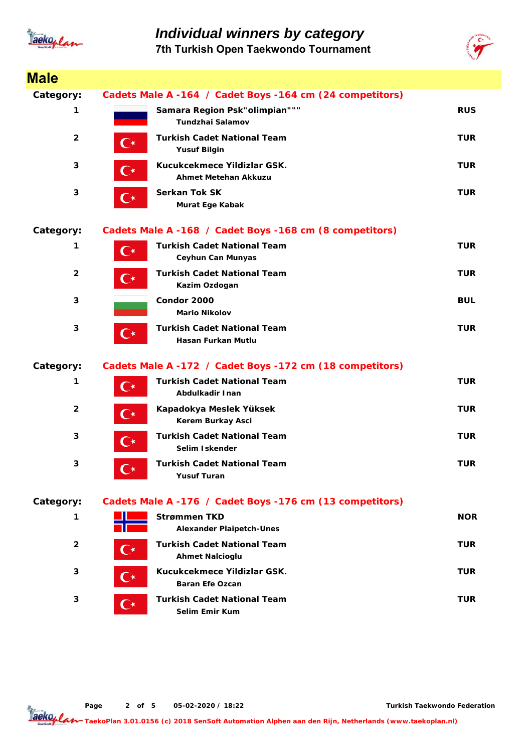# Individual winners by category

## 7th Turkish Open Taekwondo Tournament

## Male

**Category:** Cadets Male A -164 / Cadet Boys -164 cm (24 competitors)

| Place | Club / Name | Country |
|---|---|---|
| 1 | **Samara Region Psk"olimpian"""** Tundzhai Salamov | RUS |
| 2 | **Turkish Cadet National Team** Yusuf Bilgin | TUR |
| 3 | **Kucukcekmece Yildizlar GSK.** Ahmet Metehan Akkuzu | TUR |
| 3 | **Serkan Tok SK** Murat Ege Kabak | TUR |

**Category:** Cadets Male A -168 / Cadet Boys -168 cm (8 competitors)

| Place | Club / Name | Country |
|---|---|---|
| 1 | **Turkish Cadet National Team** Ceyhun Can Munyas | TUR |
| 2 | **Turkish Cadet National Team** Kazim Ozdogan | TUR |
| 3 | **Condor 2000** Mario Nikolov | BUL |
| 3 | **Turkish Cadet National Team** Hasan Furkan Mutlu | TUR |

**Category:** Cadets Male A -172 / Cadet Boys -172 cm (18 competitors)

| Place | Club / Name | Country |
|---|---|---|
| 1 | **Turkish Cadet National Team** Abdulkadir I nan | TUR |
| 2 | **Kapadokya Meslek Yüksek** Kerem Burkay Asci | TUR |
| 3 | **Turkish Cadet National Team** Selim I skender | TUR |
| 3 | **Turkish Cadet National Team** Yusuf Turan | TUR |

**Category:** Cadets Male A -176 / Cadet Boys -176 cm (13 competitors)

| Place | Club / Name | Country |
|---|---|---|
| 1 | **Strømmen TKD** Alexander Plaipetch-Unes | NOR |
| 2 | **Turkish Cadet National Team** Ahmet Nalcioglu | TUR |
| 3 | **Kucukcekmece Yildizlar GSK.** Baran Efe Ozcan | TUR |
| 3 | **Turkish Cadet National Team** Selim Emir Kum | TUR |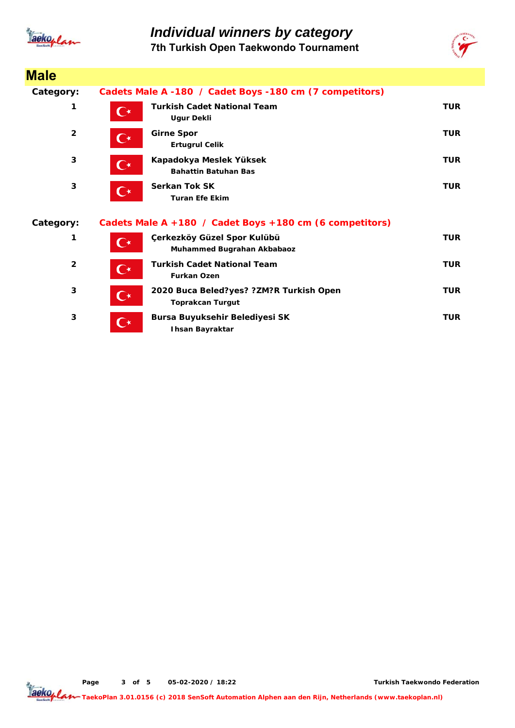# Individual winners by category

## 7th Turkish Open Taekwondo Tournament

## Male

**Category:** Cadets Male A -180 / Cadet Boys -180 cm (7 competitors)

| Place | Team / Name | Country |
|---|---|---|
| 1 | **Turkish Cadet National Team**<br>Ugur Dekli | TUR |
| 2 | **Girne Spor**<br>Ertugrul Celik | TUR |
| 3 | **Kapadokya Meslek Yüksek**<br>Bahattin Batuhan Bas | TUR |
| 3 | **Serkan Tok SK**<br>Turan Efe Ekim | TUR |

**Category:** Cadets Male A +180 / Cadet Boys +180 cm (6 competitors)

| Place | Team / Name | Country |
|---|---|---|
| 1 | **Çerkezköy Güzel Spor Kulübü**<br>Muhammed Bugrahan Akbabaoz | TUR |
| 2 | **Turkish Cadet National Team**<br>Furkan Ozen | TUR |
| 3 | **2020 Buca Beled?yes? ?ZM?R Turkish Open**<br>Toprakcan Turgut | TUR |
| 3 | **Bursa Buyuksehir Belediyesi SK**<br>I hsan Bayraktar | TUR |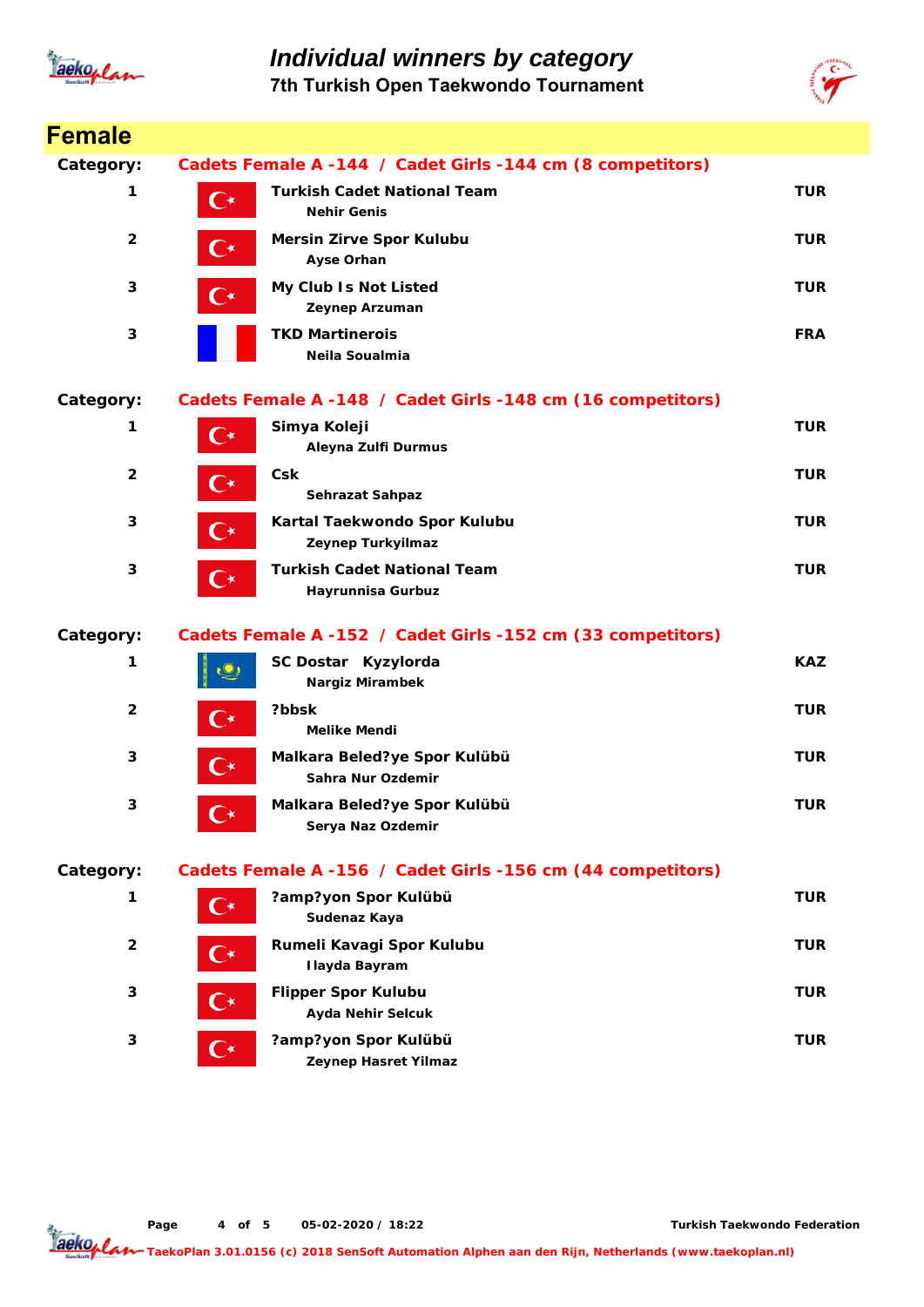# Individual winners by category

## 7th Turkish Open Taekwondo Tournament

## Female

**Category:** Cadets Female A -144 / Cadet Girls -144 cm (8 competitors)

| Place | Club / Name | Country |
|---|---|---|
| 1 | **Turkish Cadet National Team**<br>Nehir Genis | TUR |
| 2 | **Mersin Zirve Spor Kulubu**<br>Ayse Orhan | TUR |
| 3 | **My Club Is Not Listed**<br>Zeynep Arzuman | TUR |
| 3 | **TKD Martinerois**<br>Neila Soualmia | FRA |

**Category:** Cadets Female A -148 / Cadet Girls -148 cm (16 competitors)

| Place | Club / Name | Country |
|---|---|---|
| 1 | **Simya Koleji**<br>Aleyna Zulfi Durmus | TUR |
| 2 | **Csk**<br>Sehrazat Sahpaz | TUR |
| 3 | **Kartal Taekwondo Spor Kulubu**<br>Zeynep Turkyilmaz | TUR |
| 3 | **Turkish Cadet National Team**<br>Hayrunnisa Gurbuz | TUR |

**Category:** Cadets Female A -152 / Cadet Girls -152 cm (33 competitors)

| Place | Club / Name | Country |
|---|---|---|
| 1 | **SC Dostar Kyzylorda**<br>Nargiz Mirambek | KAZ |
| 2 | **?bbsk**<br>Melike Mendi | TUR |
| 3 | **Malkara Beled?ye Spor Kulübü**<br>Sahra Nur Ozdemir | TUR |
| 3 | **Malkara Beled?ye Spor Kulübü**<br>Serya Naz Ozdemir | TUR |

**Category:** Cadets Female A -156 / Cadet Girls -156 cm (44 competitors)

| Place | Club / Name | Country |
|---|---|---|
| 1 | **?amp?yon Spor Kulübü**<br>Sudenaz Kaya | TUR |
| 2 | **Rumeli Kavagi Spor Kulubu**<br>Ilayda Bayram | TUR |
| 3 | **Flipper Spor Kulubu**<br>Ayda Nehir Selcuk | TUR |
| 3 | **?amp?yon Spor Kulübü**<br>Zeynep Hasret Yilmaz | TUR |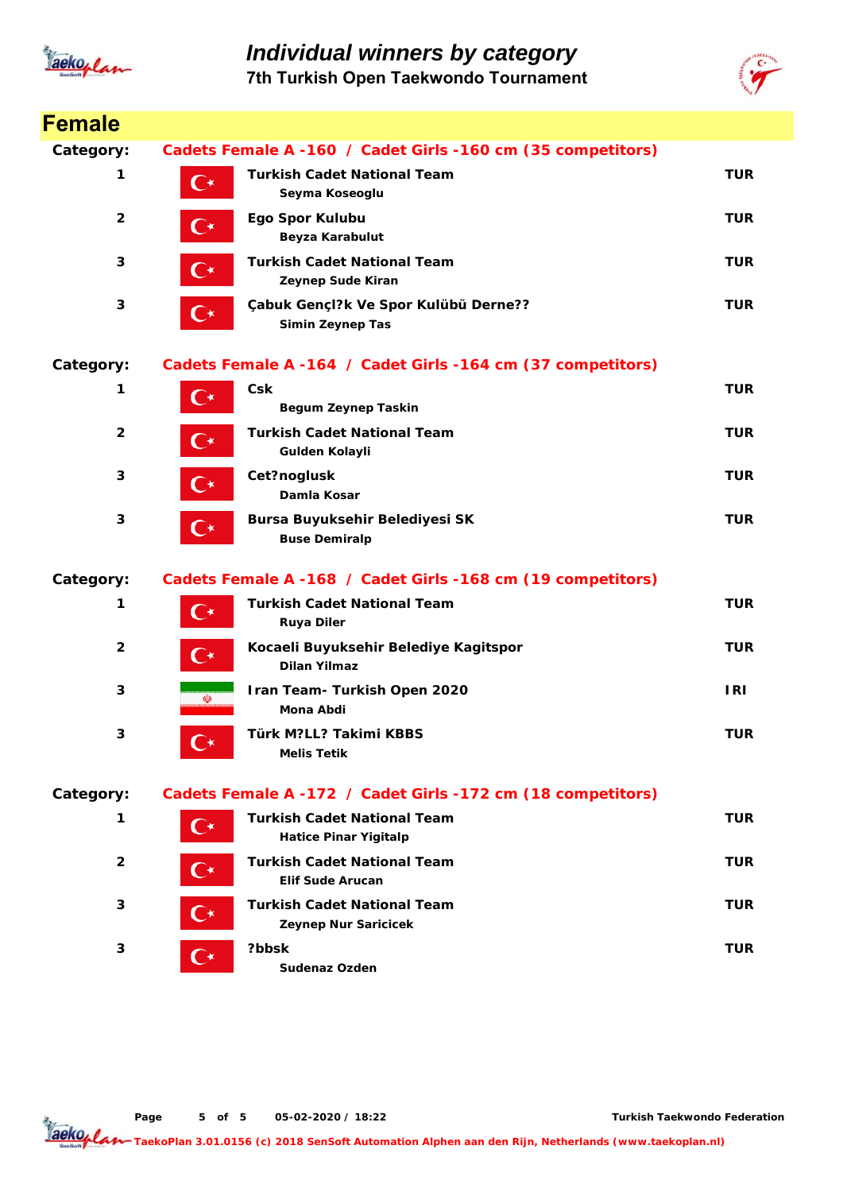# Individual winners by category

## 7th Turkish Open Taekwondo Tournament

## Female

**Category:** Cadets Female A -160 / Cadet Girls -160 cm (35 competitors)

| | | |
|---|---|---|
| 1 | **Turkish Cadet National Team**<br>Seyma Koseoglu | TUR |
| 2 | **Ego Spor Kulubu**<br>Beyza Karabulut | TUR |
| 3 | **Turkish Cadet National Team**<br>Zeynep Sude Kiran | TUR |
| 3 | **Çabuk Gençl?k Ve Spor Kulübü Derne??**<br>Simin Zeynep Tas | TUR |

**Category:** Cadets Female A -164 / Cadet Girls -164 cm (37 competitors)

| | | |
|---|---|---|
| 1 | **Csk**<br>Begum Zeynep Taskin | TUR |
| 2 | **Turkish Cadet National Team**<br>Gulden Kolayli | TUR |
| 3 | **Cet?noglusk**<br>Damla Kosar | TUR |
| 3 | **Bursa Buyuksehir Belediyesi SK**<br>Buse Demiralp | TUR |

**Category:** Cadets Female A -168 / Cadet Girls -168 cm (19 competitors)

| | | |
|---|---|---|
| 1 | **Turkish Cadet National Team**<br>Ruya Diler | TUR |
| 2 | **Kocaeli Buyuksehir Belediye Kagitspor**<br>Dilan Yilmaz | TUR |
| 3 | **Iran Team- Turkish Open 2020**<br>Mona Abdi | IRI |
| 3 | **Türk M?LL? Takimi KBBS**<br>Melis Tetik | TUR |

**Category:** Cadets Female A -172 / Cadet Girls -172 cm (18 competitors)

| | | |
|---|---|---|
| 1 | **Turkish Cadet National Team**<br>Hatice Pinar Yigitalp | TUR |
| 2 | **Turkish Cadet National Team**<br>Elif Sude Arucan | TUR |
| 3 | **Turkish Cadet National Team**<br>Zeynep Nur Saricicek | TUR |
| 3 | **?bbsk**<br>Sudenaz Ozden | TUR |